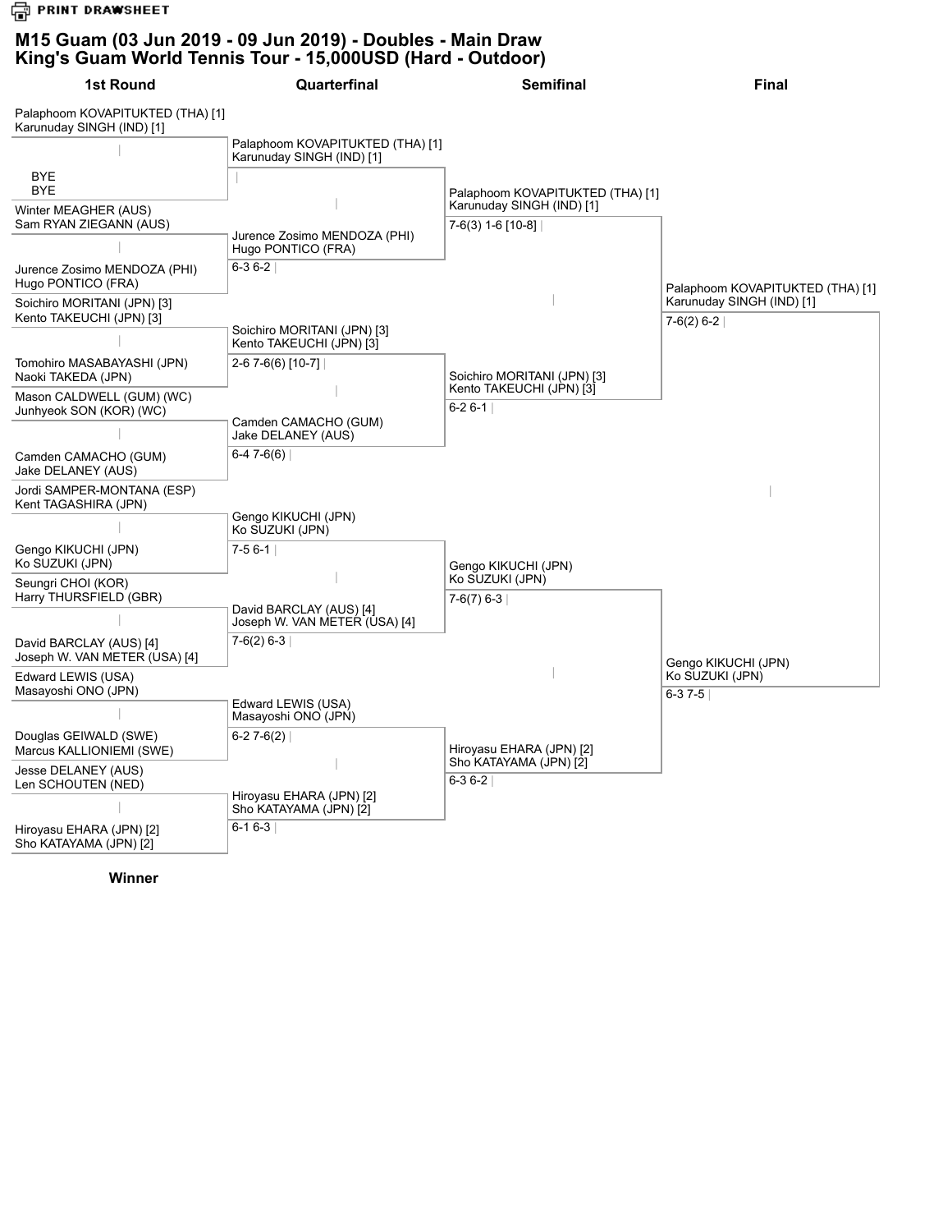PRINT DRAWSHEET

# M15 Guam (03 Jun 2019 - 09 Jun 2019) - Doubles - Main Draw
## King's Guam World Tennis Tour - 15,000USD (Hard - Outdoor)

| 1st Round | Quarterfinal | Semifinal | Final |
|---|---|---|---|
| Palaphoom KOVAPITUKTED (THA) [1] / Karunuday SINGH (IND) [1] | Palaphoom KOVAPITUKTED (THA) [1] / Karunuday SINGH (IND) [1] | Palaphoom KOVAPITUKTED (THA) [1] / Karunuday SINGH (IND) [1] 7-6(3) 1-6 [10-8] | Palaphoom KOVAPITUKTED (THA) [1] / Karunuday SINGH (IND) [1] 7-6(2) 6-2 |
| BYE / BYE | | | |
| Winter MEAGHER (AUS) / Sam RYAN ZIEGANN (AUS) | Jurence Zosimo MENDOZA (PHI) / Hugo PONTICO (FRA) 6-3 6-2 | | |
| Jurence Zosimo MENDOZA (PHI) / Hugo PONTICO (FRA) | | | |
| Soichiro MORITANI (JPN) [3] / Kento TAKEUCHI (JPN) [3] | Soichiro MORITANI (JPN) [3] / Kento TAKEUCHI (JPN) [3] 2-6 7-6(6) [10-7] | Soichiro MORITANI (JPN) [3] / Kento TAKEUCHI (JPN) [3] 6-2 6-1 | |
| Tomohiro MASABAYASHI (JPN) / Naoki TAKEDA (JPN) | | | |
| Mason CALDWELL (GUM) (WC) / Junhyeok SON (KOR) (WC) | Camden CAMACHO (GUM) / Jake DELANEY (AUS) 6-4 7-6(6) | | |
| Camden CAMACHO (GUM) / Jake DELANEY (AUS) | | | |
| Jordi SAMPER-MONTANA (ESP) / Kent TAGASHIRA (JPN) | Gengo KIKUCHI (JPN) / Ko SUZUKI (JPN) 7-5 6-1 | Gengo KIKUCHI (JPN) / Ko SUZUKI (JPN) 7-6(7) 6-3 | Gengo KIKUCHI (JPN) / Ko SUZUKI (JPN) 6-3 7-5 |
| Gengo KIKUCHI (JPN) / Ko SUZUKI (JPN) | | | |
| Seungri CHOI (KOR) / Harry THURSFIELD (GBR) | David BARCLAY (AUS) [4] / Joseph W. VAN METER (USA) [4] 7-6(2) 6-3 | | |
| David BARCLAY (AUS) [4] / Joseph W. VAN METER (USA) [4] | | | |
| Edward LEWIS (USA) / Masayoshi ONO (JPN) | Edward LEWIS (USA) / Masayoshi ONO (JPN) 6-2 7-6(2) | Hiroyasu EHARA (JPN) [2] / Sho KATAYAMA (JPN) [2] 6-3 6-2 | |
| Douglas GEIWALD (SWE) / Marcus KALLIONIEMI (SWE) | | | |
| Jesse DELANEY (AUS) / Len SCHOUTEN (NED) | Hiroyasu EHARA (JPN) [2] / Sho KATAYAMA (JPN) [2] 6-1 6-3 | | |
| Hiroyasu EHARA (JPN) [2] / Sho KATAYAMA (JPN) [2] | | | |

**Winner**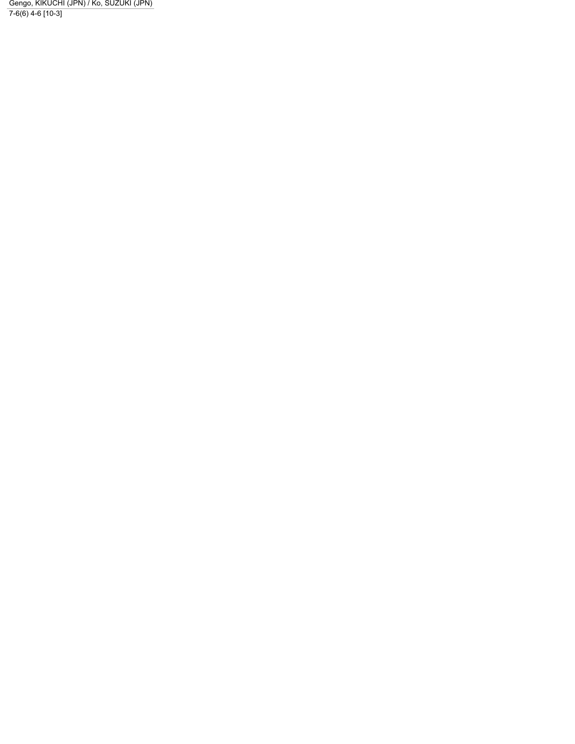Gengo, KIKUCHI (JPN) / Ko, SUZUKI (JPN)

7-6(6) 4-6 [10-3]